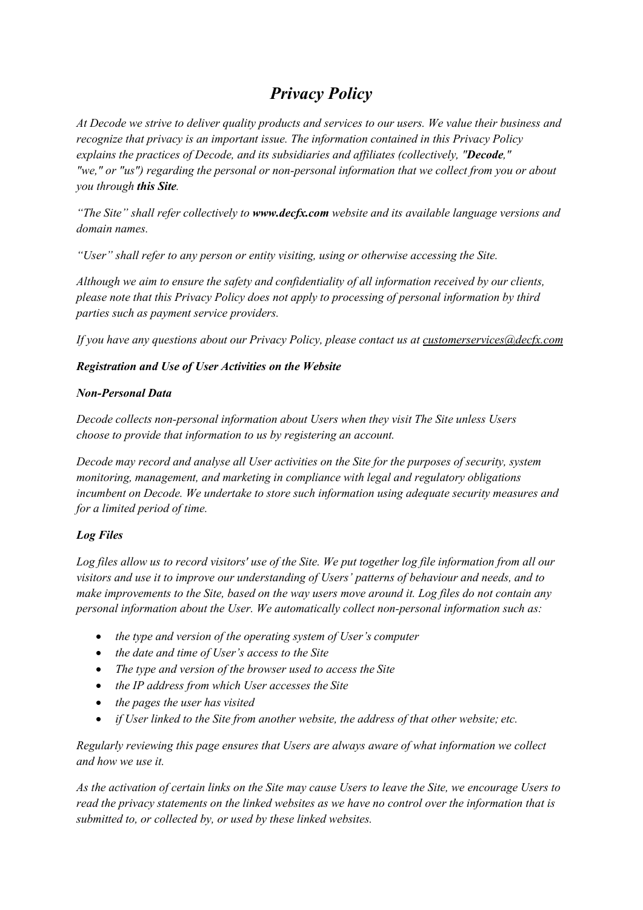# *Privacy Policy*

*At Decode we strive to deliver quality products and services to our users. We value their business and recognize that privacy is an important issue. The information contained in this Privacy Policy explains the practices of Decode, and its subsidiaries and affiliates (collectively, "**Decode**," "we," or "us") regarding the personal or non-personal information that we collect from you or about you through **this Site**.*

*"The Site" shall refer collectively to **www.decfx.com** website and its available language versions and domain names.*

*"User" shall refer to any person or entity visiting, using or otherwise accessing the Site.*

*Although we aim to ensure the safety and confidentiality of all information received by our clients, please note that this Privacy Policy does not apply to processing of personal information by third parties such as payment service providers.*

*If you have any questions about our Privacy Policy, please contact us at customerservices@decfx.com*

***Registration and Use of User Activities on the Website***

***Non-Personal Data***

*Decode collects non-personal information about Users when they visit The Site unless Users choose to provide that information to us by registering an account.*

*Decode may record and analyse all User activities on the Site for the purposes of security, system monitoring, management, and marketing in compliance with legal and regulatory obligations incumbent on Decode. We undertake to store such information using adequate security measures and for a limited period of time.*

***Log Files***

*Log files allow us to record visitors' use of the Site. We put together log file information from all our visitors and use it to improve our understanding of Users' patterns of behaviour and needs, and to make improvements to the Site, based on the way users move around it. Log files do not contain any personal information about the User. We automatically collect non-personal information such as:*

- *the type and version of the operating system of User's computer*
- *the date and time of User's access to the Site*
- *The type and version of the browser used to access the Site*
- *the IP address from which User accesses the Site*
- *the pages the user has visited*
- *if User linked to the Site from another website, the address of that other website; etc.*

*Regularly reviewing this page ensures that Users are always aware of what information we collect and how we use it.*

*As the activation of certain links on the Site may cause Users to leave the Site, we encourage Users to read the privacy statements on the linked websites as we have no control over the information that is submitted to, or collected by, or used by these linked websites.*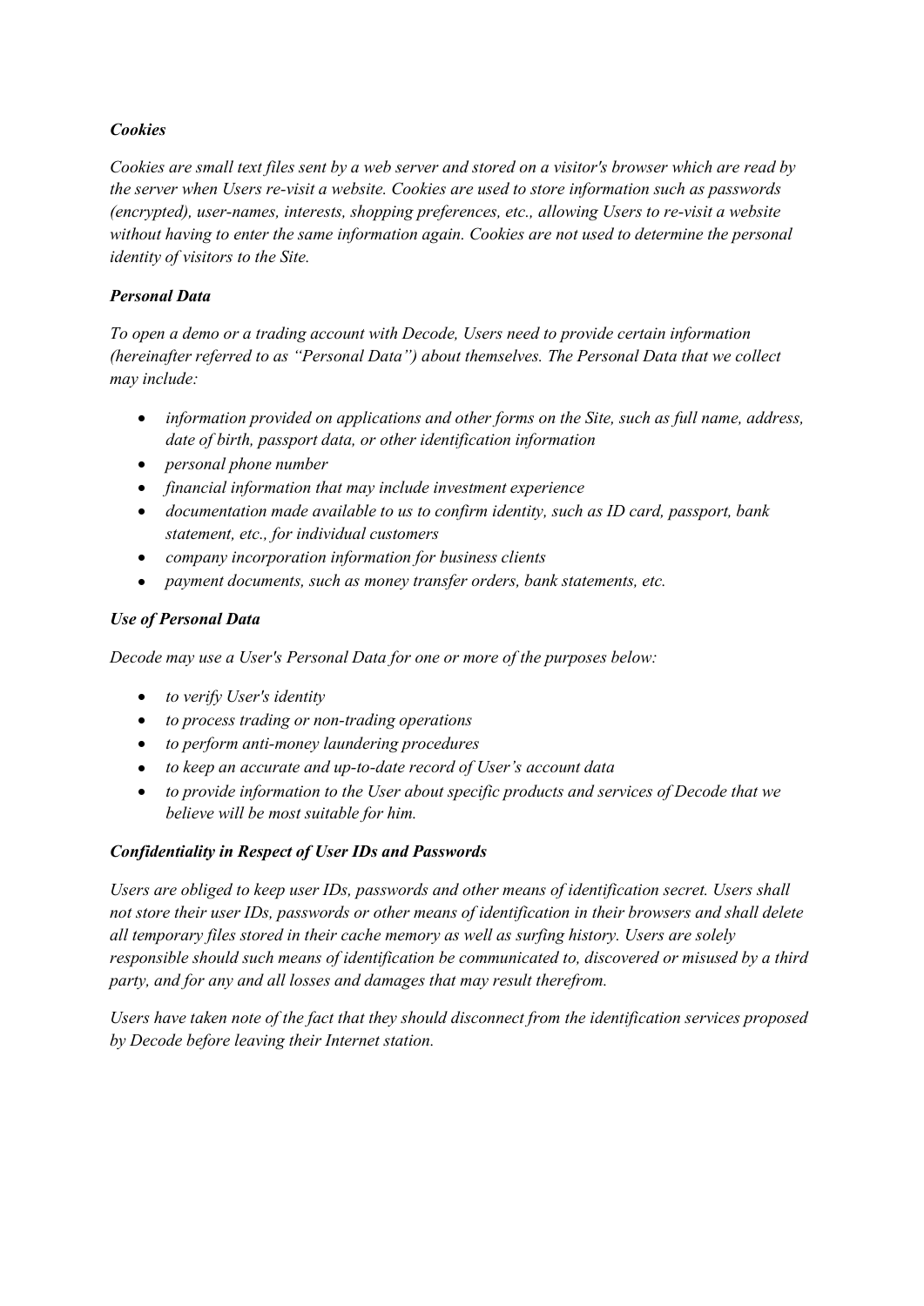### ***Cookies***

*Cookies are small text files sent by a web server and stored on a visitor's browser which are read by the server when Users re-visit a website. Cookies are used to store information such as passwords (encrypted), user-names, interests, shopping preferences, etc., allowing Users to re-visit a website without having to enter the same information again. Cookies are not used to determine the personal identity of visitors to the Site.*

### ***Personal Data***

*To open a demo or a trading account with Decode, Users need to provide certain information (hereinafter referred to as "Personal Data") about themselves. The Personal Data that we collect may include:*

- *information provided on applications and other forms on the Site, such as full name, address, date of birth, passport data, or other identification information*
- *personal phone number*
- *financial information that may include investment experience*
- *documentation made available to us to confirm identity, such as ID card, passport, bank statement, etc., for individual customers*
- *company incorporation information for business clients*
- *payment documents, such as money transfer orders, bank statements, etc.*

### ***Use of Personal Data***

*Decode may use a User's Personal Data for one or more of the purposes below:*

- *to verify User's identity*
- *to process trading or non-trading operations*
- *to perform anti-money laundering procedures*
- *to keep an accurate and up-to-date record of User's account data*
- *to provide information to the User about specific products and services of Decode that we believe will be most suitable for him.*

### ***Confidentiality in Respect of User IDs and Passwords***

*Users are obliged to keep user IDs, passwords and other means of identification secret. Users shall not store their user IDs, passwords or other means of identification in their browsers and shall delete all temporary files stored in their cache memory as well as surfing history. Users are solely responsible should such means of identification be communicated to, discovered or misused by a third party, and for any and all losses and damages that may result therefrom.*

*Users have taken note of the fact that they should disconnect from the identification services proposed by Decode before leaving their Internet station.*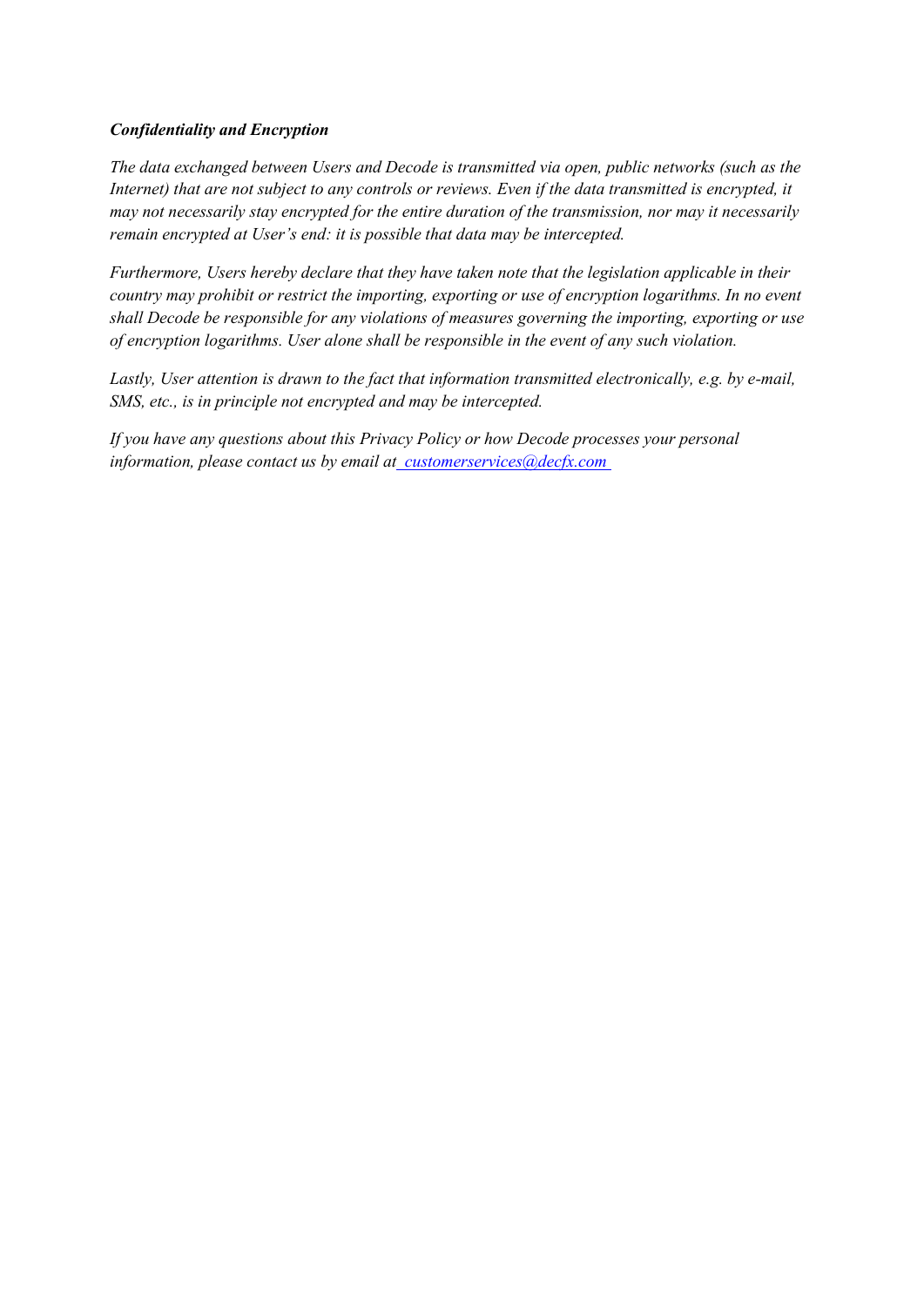***Confidentiality and Encryption***

*The data exchanged between Users and Decode is transmitted via open, public networks (such as the Internet) that are not subject to any controls or reviews. Even if the data transmitted is encrypted, it may not necessarily stay encrypted for the entire duration of the transmission, nor may it necessarily remain encrypted at User's end: it is possible that data may be intercepted.*

*Furthermore, Users hereby declare that they have taken note that the legislation applicable in their country may prohibit or restrict the importing, exporting or use of encryption logarithms. In no event shall Decode be responsible for any violations of measures governing the importing, exporting or use of encryption logarithms. User alone shall be responsible in the event of any such violation.*

*Lastly, User attention is drawn to the fact that information transmitted electronically, e.g. by e-mail, SMS, etc., is in principle not encrypted and may be intercepted.*

*If you have any questions about this Privacy Policy or how Decode processes your personal information, please contact us by email at customerservices@decfx.com*